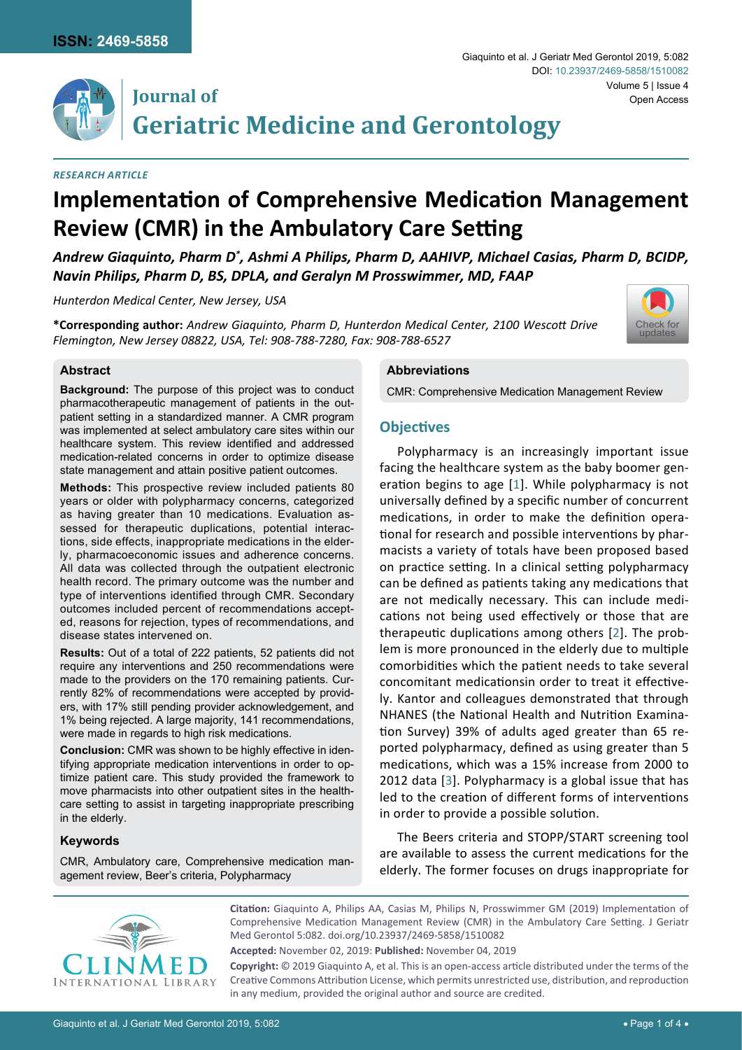*RESEARCH ARTICLE*

# Implementation of Comprehensive Medication Management Review (CMR) in the Ambulatory Care Setting

***Andrew Giaquinto, Pharm D*** [*] ***, Ashmi A Philips, Pharm D, AAHIVP, Michael Casias, Pharm D, BCIDP, Navin Philips, Pharm D, BS, DPLA, and Geralyn M Prosswimmer, MD, FAAP***

*Hunterdon Medical Center, New Jersey, USA*

**\*Corresponding author:** *Andrew Giaquinto, Pharm D, Hunterdon Medical Center, 2100 Wescott Drive Flemington, New Jersey 08822, USA, Tel: 908-788-7280, Fax: 908-788-6527*

### Abstract

**Background:** The purpose of this project was to conduct pharmacotherapeutic management of patients in the outpatient setting in a standardized manner. A CMR program was implemented at select ambulatory care sites within our healthcare system. This review identified and addressed medication-related concerns in order to optimize disease state management and attain positive patient outcomes.

**Methods:** This prospective review included patients 80 years or older with polypharmacy concerns, categorized as having greater than 10 medications. Evaluation assessed for therapeutic duplications, potential interactions, side effects, inappropriate medications in the elderly, pharmacoeconomic issues and adherence concerns. All data was collected through the outpatient electronic health record. The primary outcome was the number and type of interventions identified through CMR. Secondary outcomes included percent of recommendations accepted, reasons for rejection, types of recommendations, and disease states intervened on.

**Results:** Out of a total of 222 patients, 52 patients did not require any interventions and 250 recommendations were made to the providers on the 170 remaining patients. Currently 82% of recommendations were accepted by providers, with 17% still pending provider acknowledgement, and 1% being rejected. A large majority, 141 recommendations, were made in regards to high risk medications.

**Conclusion:** CMR was shown to be highly effective in identifying appropriate medication interventions in order to optimize patient care. This study provided the framework to move pharmacists into other outpatient sites in the healthcare setting to assist in targeting inappropriate prescribing in the elderly.

### Keywords

CMR, Ambulatory care, Comprehensive medication management review, Beer's criteria, Polypharmacy

### Abbreviations

CMR: Comprehensive Medication Management Review

## Objectives

Polypharmacy is an increasingly important issue facing the healthcare system as the baby boomer generation begins to age [1]. While polypharmacy is not universally defined by a specific number of concurrent medications, in order to make the definition operational for research and possible interventions by pharmacists a variety of totals have been proposed based on practice setting. In a clinical setting polypharmacy can be defined as patients taking any medications that are not medically necessary. This can include medications not being used effectively or those that are therapeutic duplications among others [2]. The problem is more pronounced in the elderly due to multiple comorbidities which the patient needs to take several concomitant medicationsin order to treat it effectively. Kantor and colleagues demonstrated that through NHANES (the National Health and Nutrition Examination Survey) 39% of adults aged greater than 65 reported polypharmacy, defined as using greater than 5 medications, which was a 15% increase from 2000 to 2012 data [3]. Polypharmacy is a global issue that has led to the creation of different forms of interventions in order to provide a possible solution.

The Beers criteria and STOPP/START screening tool are available to assess the current medications for the elderly. The former focuses on drugs inappropriate for

**Citation:** Giaquinto A, Philips AA, Casias M, Philips N, Prosswimmer GM (2019) Implementation of Comprehensive Medication Management Review (CMR) in the Ambulatory Care Setting. J Geriatr Med Gerontol 5:082. doi.org/10.23937/2469-5858/1510082

**Accepted:** November 02, 2019: **Published:** November 04, 2019

**Copyright:** © 2019 Giaquinto A, et al. This is an open-access article distributed under the terms of the Creative Commons Attribution License, which permits unrestricted use, distribution, and reproduction in any medium, provided the original author and source are credited.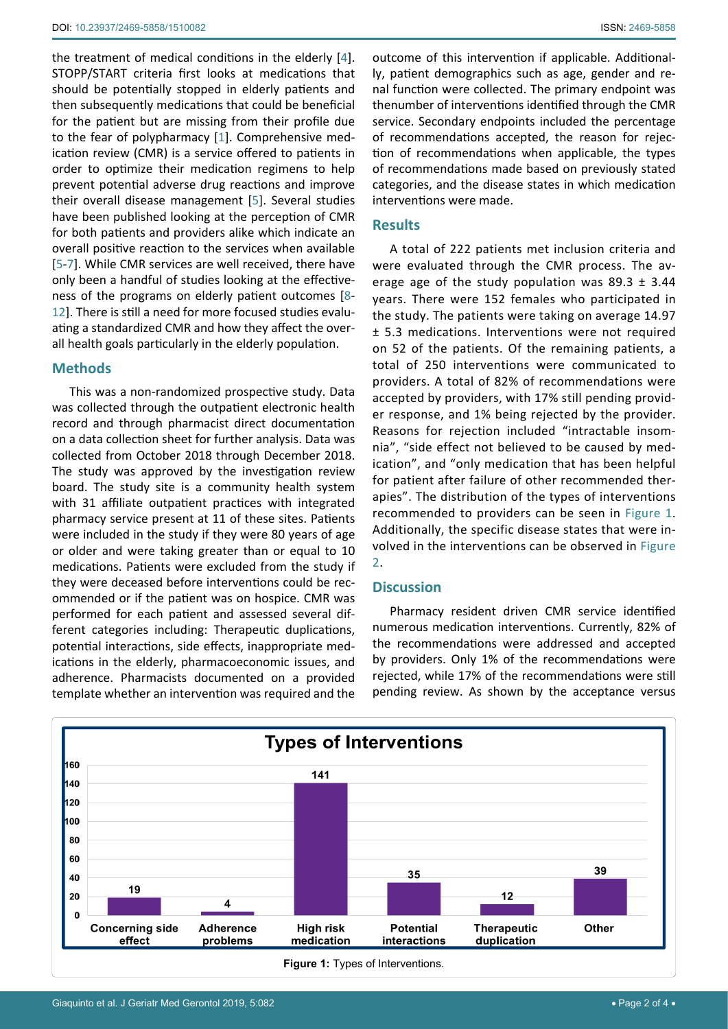the treatment of medical conditions in the elderly [4]. STOPP/START criteria first looks at medications that should be potentially stopped in elderly patients and then subsequently medications that could be beneficial for the patient but are missing from their profile due to the fear of polypharmacy [1]. Comprehensive medication review (CMR) is a service offered to patients in order to optimize their medication regimens to help prevent potential adverse drug reactions and improve their overall disease management [5]. Several studies have been published looking at the perception of CMR for both patients and providers alike which indicate an overall positive reaction to the services when available [5-7]. While CMR services are well received, there have only been a handful of studies looking at the effectiveness of the programs on elderly patient outcomes [8-12]. There is still a need for more focused studies evaluating a standardized CMR and how they affect the overall health goals particularly in the elderly population.

## Methods

This was a non-randomized prospective study. Data was collected through the outpatient electronic health record and through pharmacist direct documentation on a data collection sheet for further analysis. Data was collected from October 2018 through December 2018. The study was approved by the investigation review board. The study site is a community health system with 31 affiliate outpatient practices with integrated pharmacy service present at 11 of these sites. Patients were included in the study if they were 80 years of age or older and were taking greater than or equal to 10 medications. Patients were excluded from the study if they were deceased before interventions could be recommended or if the patient was on hospice. CMR was performed for each patient and assessed several different categories including: Therapeutic duplications, potential interactions, side effects, inappropriate medications in the elderly, pharmacoeconomic issues, and adherence. Pharmacists documented on a provided template whether an intervention was required and the outcome of this intervention if applicable. Additionally, patient demographics such as age, gender and renal function were collected. The primary endpoint was thenumber of interventions identified through the CMR service. Secondary endpoints included the percentage of recommendations accepted, the reason for rejection of recommendations when applicable, the types of recommendations made based on previously stated categories, and the disease states in which medication interventions were made.

## Results

A total of 222 patients met inclusion criteria and were evaluated through the CMR process. The average age of the study population was 89.3 ± 3.44 years. There were 152 females who participated in the study. The patients were taking on average 14.97 ± 5.3 medications. Interventions were not required on 52 of the patients. Of the remaining patients, a total of 250 interventions were communicated to providers. A total of 82% of recommendations were accepted by providers, with 17% still pending provider response, and 1% being rejected by the provider. Reasons for rejection included "intractable insomnia", "side effect not believed to be caused by medication", and "only medication that has been helpful for patient after failure of other recommended therapies". The distribution of the types of interventions recommended to providers can be seen in Figure 1. Additionally, the specific disease states that were involved in the interventions can be observed in Figure 2.

## Discussion

Pharmacy resident driven CMR service identified numerous medication interventions. Currently, 82% of the recommendations were addressed and accepted by providers. Only 1% of the recommendations were rejected, while 17% of the recommendations were still pending review. As shown by the acceptance versus

**Types of Interventions**

| Type | Number |
|---|---|
| Concerning side effect | 19 |
| Adherence problems | 4 |
| High risk medication | 141 |
| Potential interactions | 35 |
| Therapeutic duplication | 12 |
| Other | 39 |

**Figure 1:** Types of Interventions.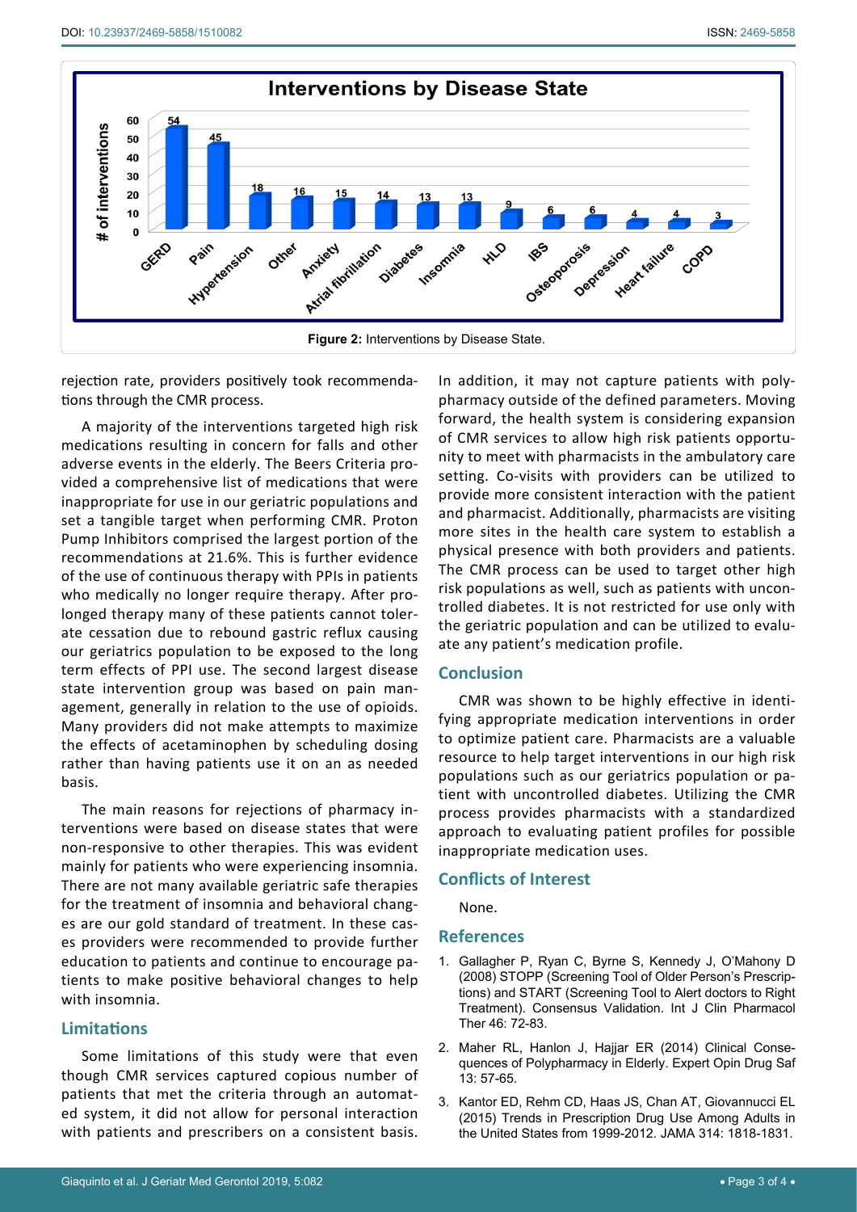**Figure 2:** Interventions by Disease State.

rejection rate, providers positively took recommendations through the CMR process.

A majority of the interventions targeted high risk medications resulting in concern for falls and other adverse events in the elderly. The Beers Criteria provided a comprehensive list of medications that were inappropriate for use in our geriatric populations and set a tangible target when performing CMR. Proton Pump Inhibitors comprised the largest portion of the recommendations at 21.6%. This is further evidence of the use of continuous therapy with PPIs in patients who medically no longer require therapy. After prolonged therapy many of these patients cannot tolerate cessation due to rebound gastric reflux causing our geriatrics population to be exposed to the long term effects of PPI use. The second largest disease state intervention group was based on pain management, generally in relation to the use of opioids. Many providers did not make attempts to maximize the effects of acetaminophen by scheduling dosing rather than having patients use it on an as needed basis.

The main reasons for rejections of pharmacy interventions were based on disease states that were non-responsive to other therapies. This was evident mainly for patients who were experiencing insomnia. There are not many available geriatric safe therapies for the treatment of insomnia and behavioral changes are our gold standard of treatment. In these cases providers were recommended to provide further education to patients and continue to encourage patients to make positive behavioral changes to help with insomnia.

## Limitations

Some limitations of this study were that even though CMR services captured copious number of patients that met the criteria through an automated system, it did not allow for personal interaction with patients and prescribers on a consistent basis. In addition, it may not capture patients with polypharmacy outside of the defined parameters. Moving forward, the health system is considering expansion of CMR services to allow high risk patients opportunity to meet with pharmacists in the ambulatory care setting. Co-visits with providers can be utilized to provide more consistent interaction with the patient and pharmacist. Additionally, pharmacists are visiting more sites in the health care system to establish a physical presence with both providers and patients. The CMR process can be used to target other high risk populations as well, such as patients with uncontrolled diabetes. It is not restricted for use only with the geriatric population and can be utilized to evaluate any patient's medication profile.

## Conclusion

CMR was shown to be highly effective in identifying appropriate medication interventions in order to optimize patient care. Pharmacists are a valuable resource to help target interventions in our high risk populations such as our geriatrics population or patient with uncontrolled diabetes. Utilizing the CMR process provides pharmacists with a standardized approach to evaluating patient profiles for possible inappropriate medication uses.

## Conflicts of Interest

None.

## References

1. Gallagher P, Ryan C, Byrne S, Kennedy J, O'Mahony D (2008) STOPP (Screening Tool of Older Person's Prescriptions) and START (Screening Tool to Alert doctors to Right Treatment). Consensus Validation. Int J Clin Pharmacol Ther 46: 72-83.
2. Maher RL, Hanlon J, Hajjar ER (2014) Clinical Consequences of Polypharmacy in Elderly. Expert Opin Drug Saf 13: 57-65.
3. Kantor ED, Rehm CD, Haas JS, Chan AT, Giovannucci EL (2015) Trends in Prescription Drug Use Among Adults in the United States from 1999-2012. JAMA 314: 1818-1831.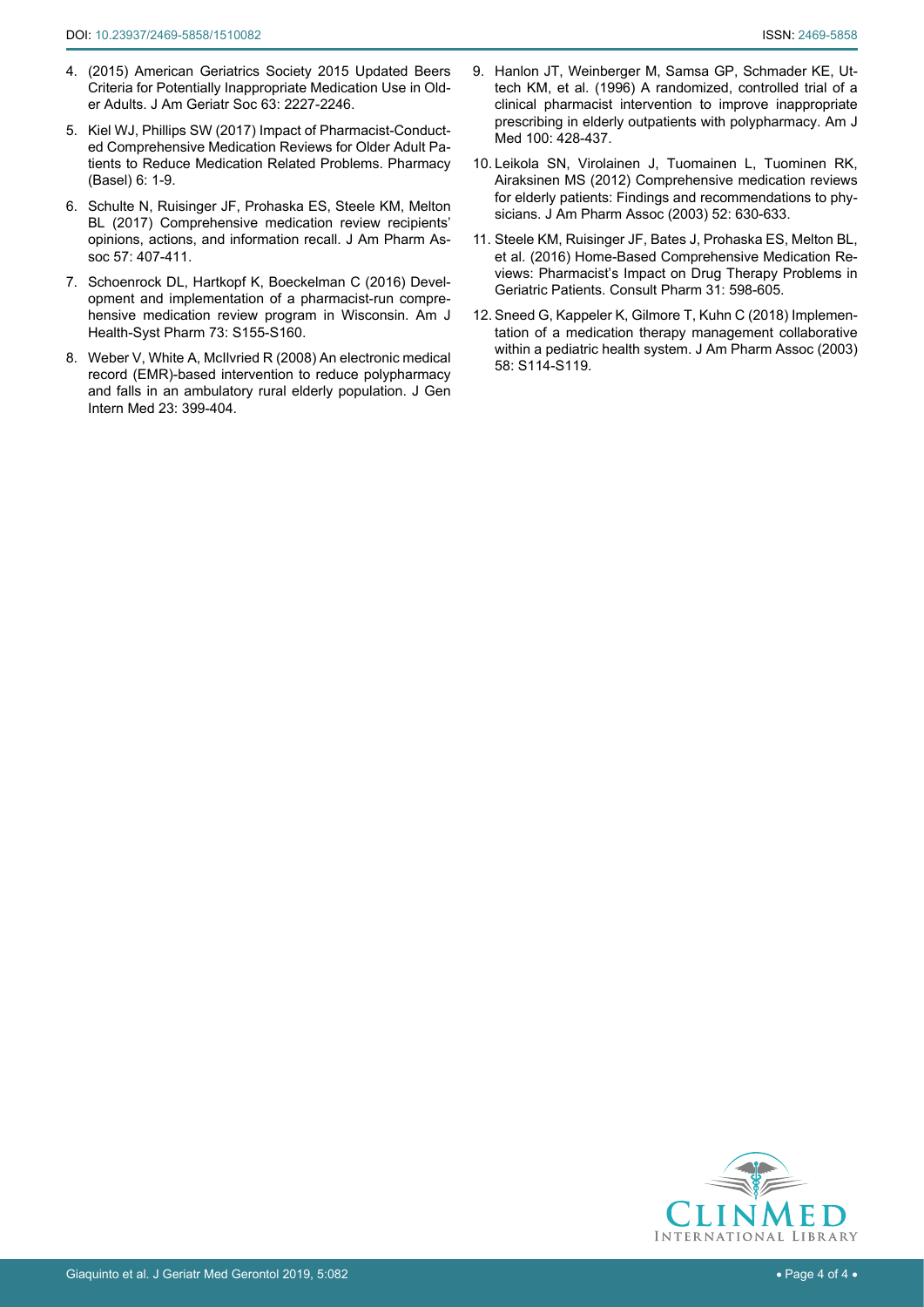4. (2015) American Geriatrics Society 2015 Updated Beers Criteria for Potentially Inappropriate Medication Use in Older Adults. J Am Geriatr Soc 63: 2227-2246.
5. Kiel WJ, Phillips SW (2017) Impact of Pharmacist-Conducted Comprehensive Medication Reviews for Older Adult Patients to Reduce Medication Related Problems. Pharmacy (Basel) 6: 1-9.
6. Schulte N, Ruisinger JF, Prohaska ES, Steele KM, Melton BL (2017) Comprehensive medication review recipients' opinions, actions, and information recall. J Am Pharm Assoc 57: 407-411.
7. Schoenrock DL, Hartkopf K, Boeckelman C (2016) Development and implementation of a pharmacist-run comprehensive medication review program in Wisconsin. Am J Health-Syst Pharm 73: S155-S160.
8. Weber V, White A, McIlvried R (2008) An electronic medical record (EMR)-based intervention to reduce polypharmacy and falls in an ambulatory rural elderly population. J Gen Intern Med 23: 399-404.
9. Hanlon JT, Weinberger M, Samsa GP, Schmader KE, Uttech KM, et al. (1996) A randomized, controlled trial of a clinical pharmacist intervention to improve inappropriate prescribing in elderly outpatients with polypharmacy. Am J Med 100: 428-437.
10. Leikola SN, Virolainen J, Tuomainen L, Tuominen RK, Airaksinen MS (2012) Comprehensive medication reviews for elderly patients: Findings and recommendations to physicians. J Am Pharm Assoc (2003) 52: 630-633.
11. Steele KM, Ruisinger JF, Bates J, Prohaska ES, Melton BL, et al. (2016) Home-Based Comprehensive Medication Reviews: Pharmacist's Impact on Drug Therapy Problems in Geriatric Patients. Consult Pharm 31: 598-605.
12. Sneed G, Kappeler K, Gilmore T, Kuhn C (2018) Implementation of a medication therapy management collaborative within a pediatric health system. J Am Pharm Assoc (2003) 58: S114-S119.